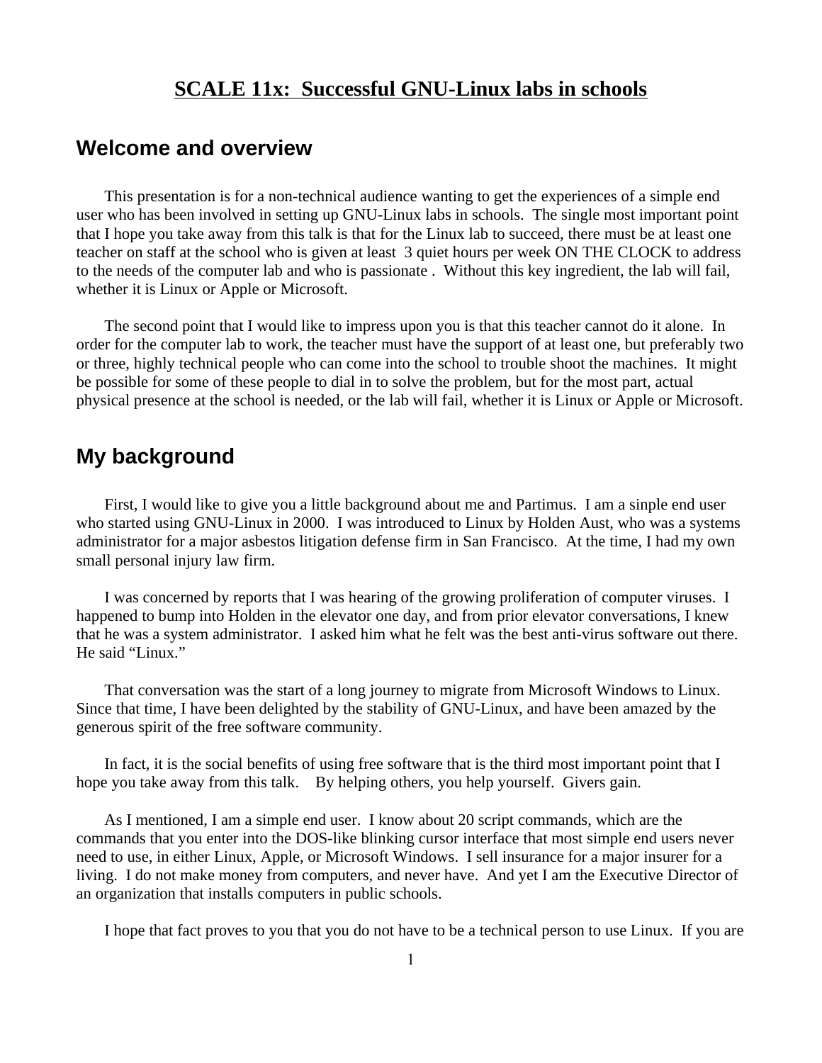# SCALE 11x: Successful GNU-Linux labs in schools

## Welcome and overview

This presentation is for a non-technical audience wanting to get the experiences of a simple end user who has been involved in setting up GNU-Linux labs in schools. The single most important point that I hope you take away from this talk is that for the Linux lab to succeed, there must be at least one teacher on staff at the school who is given at least 3 quiet hours per week ON THE CLOCK to address to the needs of the computer lab and who is passionate . Without this key ingredient, the lab will fail, whether it is Linux or Apple or Microsoft.

The second point that I would like to impress upon you is that this teacher cannot do it alone. In order for the computer lab to work, the teacher must have the support of at least one, but preferably two or three, highly technical people who can come into the school to trouble shoot the machines. It might be possible for some of these people to dial in to solve the problem, but for the most part, actual physical presence at the school is needed, or the lab will fail, whether it is Linux or Apple or Microsoft.

## My background

First, I would like to give you a little background about me and Partimus. I am a sinple end user who started using GNU-Linux in 2000. I was introduced to Linux by Holden Aust, who was a systems administrator for a major asbestos litigation defense firm in San Francisco. At the time, I had my own small personal injury law firm.

I was concerned by reports that I was hearing of the growing proliferation of computer viruses. I happened to bump into Holden in the elevator one day, and from prior elevator conversations, I knew that he was a system administrator. I asked him what he felt was the best anti-virus software out there. He said "Linux."

That conversation was the start of a long journey to migrate from Microsoft Windows to Linux. Since that time, I have been delighted by the stability of GNU-Linux, and have been amazed by the generous spirit of the free software community.

In fact, it is the social benefits of using free software that is the third most important point that I hope you take away from this talk. By helping others, you help yourself. Givers gain.

As I mentioned, I am a simple end user. I know about 20 script commands, which are the commands that you enter into the DOS-like blinking cursor interface that most simple end users never need to use, in either Linux, Apple, or Microsoft Windows. I sell insurance for a major insurer for a living. I do not make money from computers, and never have. And yet I am the Executive Director of an organization that installs computers in public schools.

I hope that fact proves to you that you do not have to be a technical person to use Linux. If you are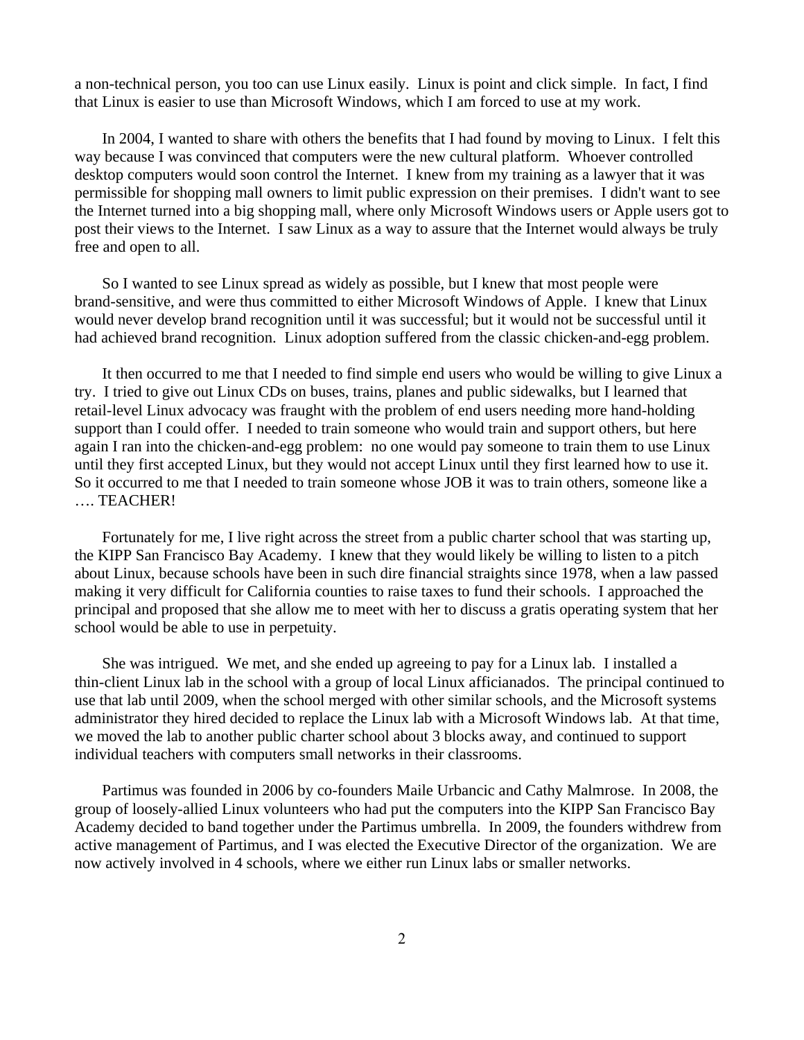a non-technical person, you too can use Linux easily. Linux is point and click simple. In fact, I find that Linux is easier to use than Microsoft Windows, which I am forced to use at my work.

In 2004, I wanted to share with others the benefits that I had found by moving to Linux. I felt this way because I was convinced that computers were the new cultural platform. Whoever controlled desktop computers would soon control the Internet. I knew from my training as a lawyer that it was permissible for shopping mall owners to limit public expression on their premises. I didn't want to see the Internet turned into a big shopping mall, where only Microsoft Windows users or Apple users got to post their views to the Internet. I saw Linux as a way to assure that the Internet would always be truly free and open to all.

So I wanted to see Linux spread as widely as possible, but I knew that most people were brand-sensitive, and were thus committed to either Microsoft Windows of Apple. I knew that Linux would never develop brand recognition until it was successful; but it would not be successful until it had achieved brand recognition. Linux adoption suffered from the classic chicken-and-egg problem.

It then occurred to me that I needed to find simple end users who would be willing to give Linux a try. I tried to give out Linux CDs on buses, trains, planes and public sidewalks, but I learned that retail-level Linux advocacy was fraught with the problem of end users needing more hand-holding support than I could offer. I needed to train someone who would train and support others, but here again I ran into the chicken-and-egg problem: no one would pay someone to train them to use Linux until they first accepted Linux, but they would not accept Linux until they first learned how to use it. So it occurred to me that I needed to train someone whose JOB it was to train others, someone like a …. TEACHER!

Fortunately for me, I live right across the street from a public charter school that was starting up, the KIPP San Francisco Bay Academy. I knew that they would likely be willing to listen to a pitch about Linux, because schools have been in such dire financial straights since 1978, when a law passed making it very difficult for California counties to raise taxes to fund their schools. I approached the principal and proposed that she allow me to meet with her to discuss a gratis operating system that her school would be able to use in perpetuity.

She was intrigued. We met, and she ended up agreeing to pay for a Linux lab. I installed a thin-client Linux lab in the school with a group of local Linux afficianados. The principal continued to use that lab until 2009, when the school merged with other similar schools, and the Microsoft systems administrator they hired decided to replace the Linux lab with a Microsoft Windows lab. At that time, we moved the lab to another public charter school about 3 blocks away, and continued to support individual teachers with computers small networks in their classrooms.

Partimus was founded in 2006 by co-founders Maile Urbancic and Cathy Malmrose. In 2008, the group of loosely-allied Linux volunteers who had put the computers into the KIPP San Francisco Bay Academy decided to band together under the Partimus umbrella. In 2009, the founders withdrew from active management of Partimus, and I was elected the Executive Director of the organization. We are now actively involved in 4 schools, where we either run Linux labs or smaller networks.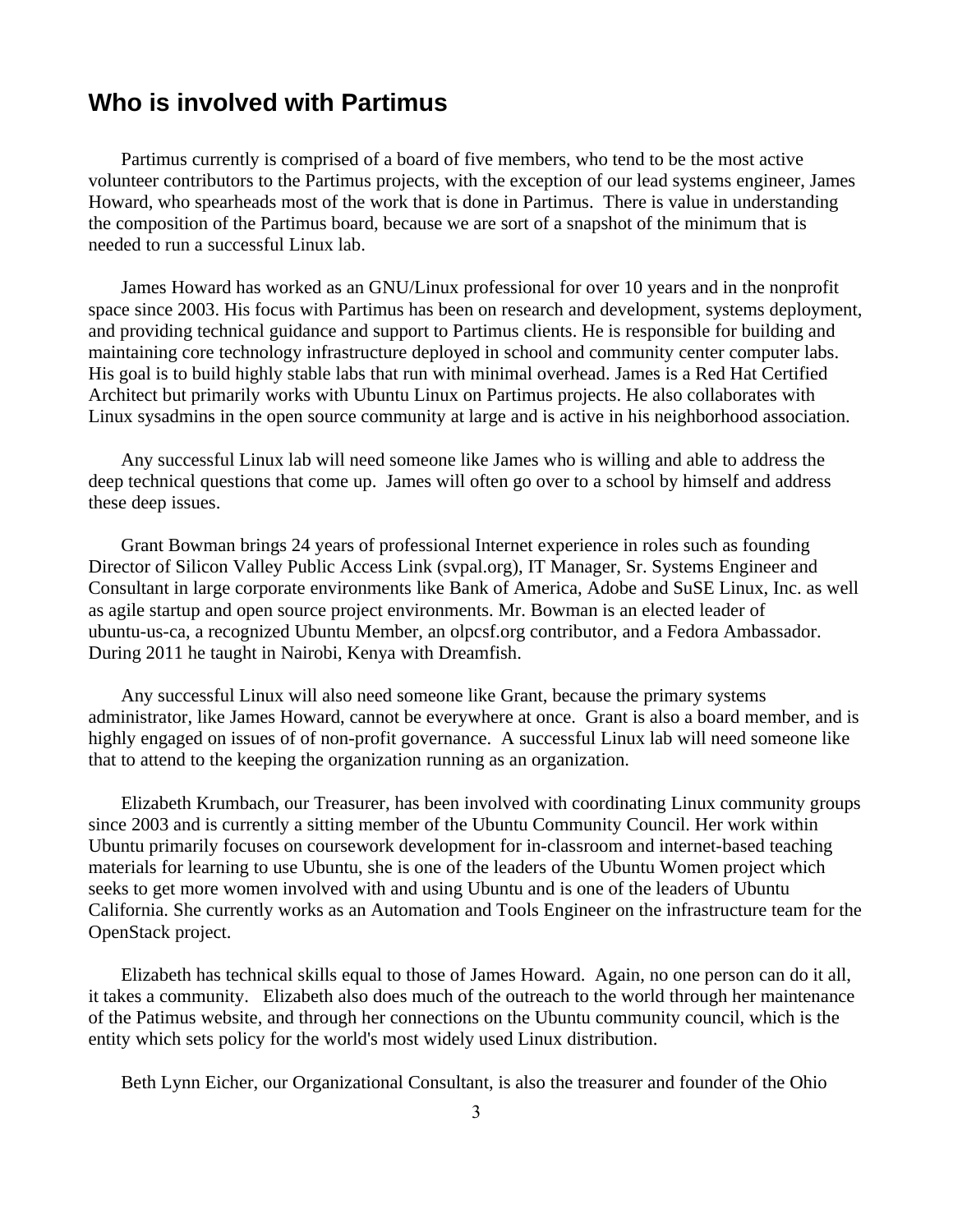## Who is involved with Partimus

Partimus currently is comprised of a board of five members, who tend to be the most active volunteer contributors to the Partimus projects, with the exception of our lead systems engineer, James Howard, who spearheads most of the work that is done in Partimus. There is value in understanding the composition of the Partimus board, because we are sort of a snapshot of the minimum that is needed to run a successful Linux lab.

James Howard has worked as an GNU/Linux professional for over 10 years and in the nonprofit space since 2003. His focus with Partimus has been on research and development, systems deployment, and providing technical guidance and support to Partimus clients. He is responsible for building and maintaining core technology infrastructure deployed in school and community center computer labs. His goal is to build highly stable labs that run with minimal overhead. James is a Red Hat Certified Architect but primarily works with Ubuntu Linux on Partimus projects. He also collaborates with Linux sysadmins in the open source community at large and is active in his neighborhood association.

Any successful Linux lab will need someone like James who is willing and able to address the deep technical questions that come up. James will often go over to a school by himself and address these deep issues.

Grant Bowman brings 24 years of professional Internet experience in roles such as founding Director of Silicon Valley Public Access Link (svpal.org), IT Manager, Sr. Systems Engineer and Consultant in large corporate environments like Bank of America, Adobe and SuSE Linux, Inc. as well as agile startup and open source project environments. Mr. Bowman is an elected leader of ubuntu-us-ca, a recognized Ubuntu Member, an olpcsf.org contributor, and a Fedora Ambassador. During 2011 he taught in Nairobi, Kenya with Dreamfish.

Any successful Linux will also need someone like Grant, because the primary systems administrator, like James Howard, cannot be everywhere at once. Grant is also a board member, and is highly engaged on issues of of non-profit governance. A successful Linux lab will need someone like that to attend to the keeping the organization running as an organization.

Elizabeth Krumbach, our Treasurer, has been involved with coordinating Linux community groups since 2003 and is currently a sitting member of the Ubuntu Community Council. Her work within Ubuntu primarily focuses on coursework development for in-classroom and internet-based teaching materials for learning to use Ubuntu, she is one of the leaders of the Ubuntu Women project which seeks to get more women involved with and using Ubuntu and is one of the leaders of Ubuntu California. She currently works as an Automation and Tools Engineer on the infrastructure team for the OpenStack project.

Elizabeth has technical skills equal to those of James Howard. Again, no one person can do it all, it takes a community. Elizabeth also does much of the outreach to the world through her maintenance of the Patimus website, and through her connections on the Ubuntu community council, which is the entity which sets policy for the world's most widely used Linux distribution.

Beth Lynn Eicher, our Organizational Consultant, is also the treasurer and founder of the Ohio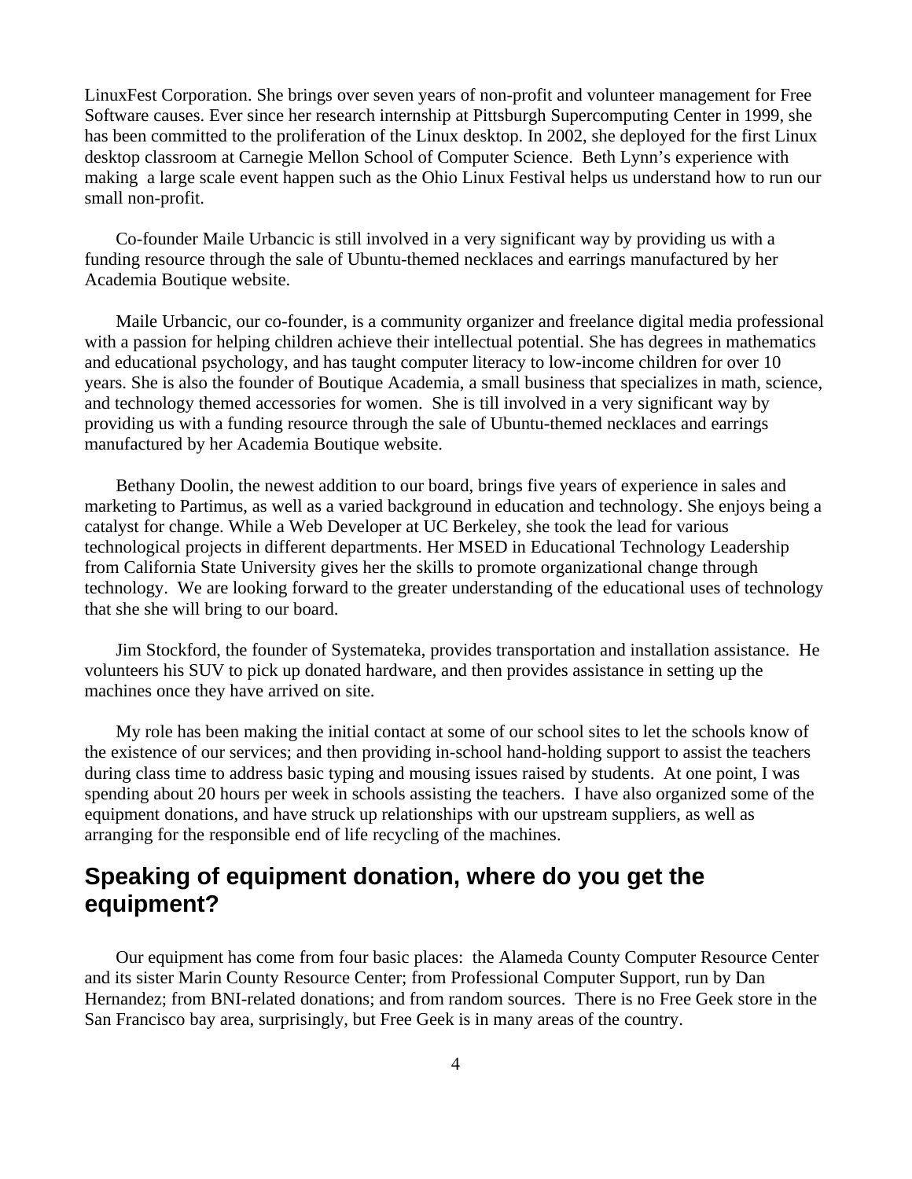LinuxFest Corporation. She brings over seven years of non-profit and volunteer management for Free Software causes. Ever since her research internship at Pittsburgh Supercomputing Center in 1999, she has been committed to the proliferation of the Linux desktop. In 2002, she deployed for the first Linux desktop classroom at Carnegie Mellon School of Computer Science. Beth Lynn's experience with making a large scale event happen such as the Ohio Linux Festival helps us understand how to run our small non-profit.

Co-founder Maile Urbancic is still involved in a very significant way by providing us with a funding resource through the sale of Ubuntu-themed necklaces and earrings manufactured by her Academia Boutique website.

Maile Urbancic, our co-founder, is a community organizer and freelance digital media professional with a passion for helping children achieve their intellectual potential. She has degrees in mathematics and educational psychology, and has taught computer literacy to low-income children for over 10 years. She is also the founder of Boutique Academia, a small business that specializes in math, science, and technology themed accessories for women. She is till involved in a very significant way by providing us with a funding resource through the sale of Ubuntu-themed necklaces and earrings manufactured by her Academia Boutique website.

Bethany Doolin, the newest addition to our board, brings five years of experience in sales and marketing to Partimus, as well as a varied background in education and technology. She enjoys being a catalyst for change. While a Web Developer at UC Berkeley, she took the lead for various technological projects in different departments. Her MSED in Educational Technology Leadership from California State University gives her the skills to promote organizational change through technology. We are looking forward to the greater understanding of the educational uses of technology that she she will bring to our board.

Jim Stockford, the founder of Systemateka, provides transportation and installation assistance. He volunteers his SUV to pick up donated hardware, and then provides assistance in setting up the machines once they have arrived on site.

My role has been making the initial contact at some of our school sites to let the schools know of the existence of our services; and then providing in-school hand-holding support to assist the teachers during class time to address basic typing and mousing issues raised by students. At one point, I was spending about 20 hours per week in schools assisting the teachers. I have also organized some of the equipment donations, and have struck up relationships with our upstream suppliers, as well as arranging for the responsible end of life recycling of the machines.

## Speaking of equipment donation, where do you get the equipment?

Our equipment has come from four basic places: the Alameda County Computer Resource Center and its sister Marin County Resource Center; from Professional Computer Support, run by Dan Hernandez; from BNI-related donations; and from random sources. There is no Free Geek store in the San Francisco bay area, surprisingly, but Free Geek is in many areas of the country.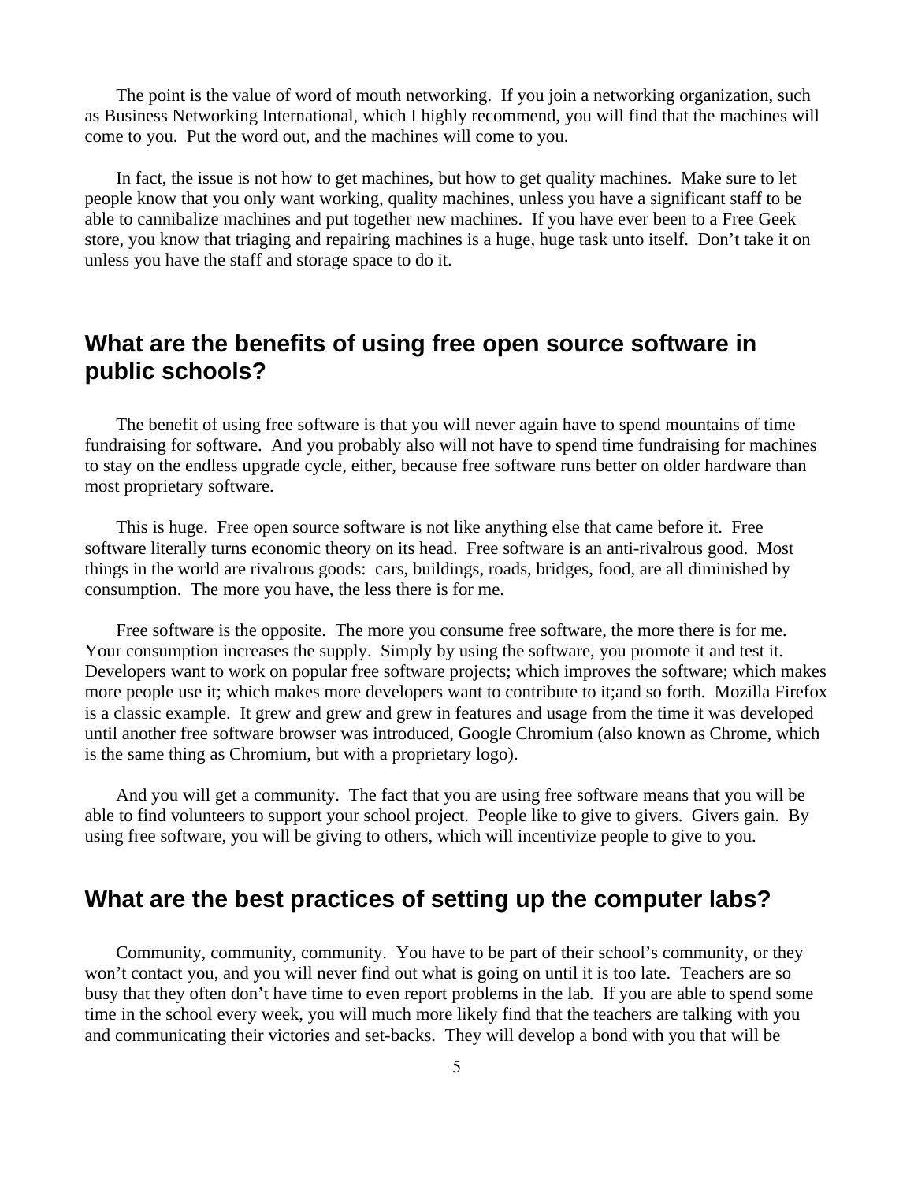The point is the value of word of mouth networking. If you join a networking organization, such as Business Networking International, which I highly recommend, you will find that the machines will come to you. Put the word out, and the machines will come to you.

In fact, the issue is not how to get machines, but how to get quality machines. Make sure to let people know that you only want working, quality machines, unless you have a significant staff to be able to cannibalize machines and put together new machines. If you have ever been to a Free Geek store, you know that triaging and repairing machines is a huge, huge task unto itself. Don't take it on unless you have the staff and storage space to do it.

## What are the benefits of using free open source software in public schools?

The benefit of using free software is that you will never again have to spend mountains of time fundraising for software. And you probably also will not have to spend time fundraising for machines to stay on the endless upgrade cycle, either, because free software runs better on older hardware than most proprietary software.

This is huge. Free open source software is not like anything else that came before it. Free software literally turns economic theory on its head. Free software is an anti-rivalrous good. Most things in the world are rivalrous goods: cars, buildings, roads, bridges, food, are all diminished by consumption. The more you have, the less there is for me.

Free software is the opposite. The more you consume free software, the more there is for me. Your consumption increases the supply. Simply by using the software, you promote it and test it. Developers want to work on popular free software projects; which improves the software; which makes more people use it; which makes more developers want to contribute to it;and so forth. Mozilla Firefox is a classic example. It grew and grew and grew in features and usage from the time it was developed until another free software browser was introduced, Google Chromium (also known as Chrome, which is the same thing as Chromium, but with a proprietary logo).

And you will get a community. The fact that you are using free software means that you will be able to find volunteers to support your school project. People like to give to givers. Givers gain. By using free software, you will be giving to others, which will incentivize people to give to you.

## What are the best practices of setting up the computer labs?

Community, community, community. You have to be part of their school's community, or they won't contact you, and you will never find out what is going on until it is too late. Teachers are so busy that they often don't have time to even report problems in the lab. If you are able to spend some time in the school every week, you will much more likely find that the teachers are talking with you and communicating their victories and set-backs. They will develop a bond with you that will be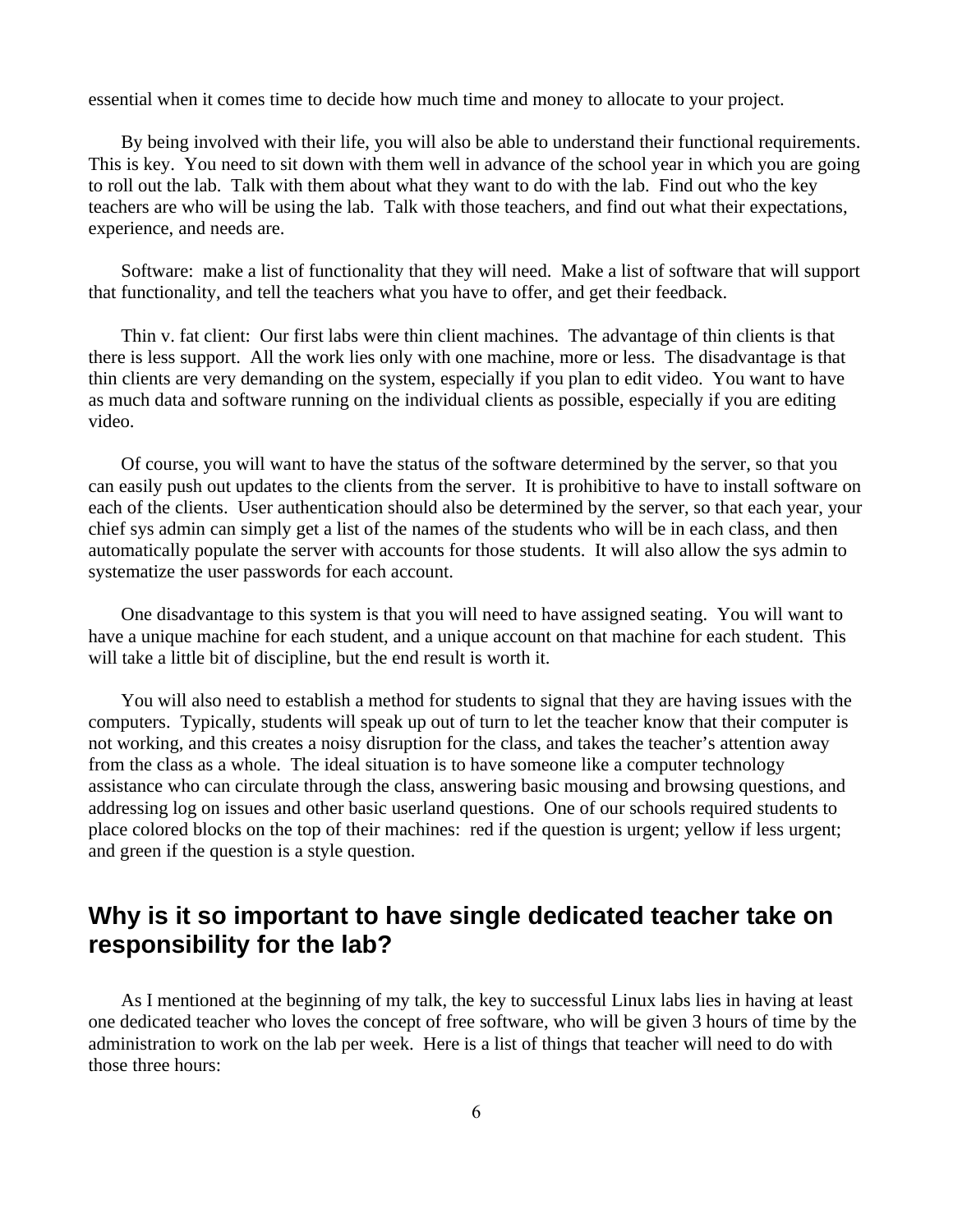essential when it comes time to decide how much time and money to allocate to your project.

By being involved with their life, you will also be able to understand their functional requirements. This is key. You need to sit down with them well in advance of the school year in which you are going to roll out the lab. Talk with them about what they want to do with the lab. Find out who the key teachers are who will be using the lab. Talk with those teachers, and find out what their expectations, experience, and needs are.

Software: make a list of functionality that they will need. Make a list of software that will support that functionality, and tell the teachers what you have to offer, and get their feedback.

Thin v. fat client: Our first labs were thin client machines. The advantage of thin clients is that there is less support. All the work lies only with one machine, more or less. The disadvantage is that thin clients are very demanding on the system, especially if you plan to edit video. You want to have as much data and software running on the individual clients as possible, especially if you are editing video.

Of course, you will want to have the status of the software determined by the server, so that you can easily push out updates to the clients from the server. It is prohibitive to have to install software on each of the clients. User authentication should also be determined by the server, so that each year, your chief sys admin can simply get a list of the names of the students who will be in each class, and then automatically populate the server with accounts for those students. It will also allow the sys admin to systematize the user passwords for each account.

One disadvantage to this system is that you will need to have assigned seating. You will want to have a unique machine for each student, and a unique account on that machine for each student. This will take a little bit of discipline, but the end result is worth it.

You will also need to establish a method for students to signal that they are having issues with the computers. Typically, students will speak up out of turn to let the teacher know that their computer is not working, and this creates a noisy disruption for the class, and takes the teacher's attention away from the class as a whole. The ideal situation is to have someone like a computer technology assistance who can circulate through the class, answering basic mousing and browsing questions, and addressing log on issues and other basic userland questions. One of our schools required students to place colored blocks on the top of their machines: red if the question is urgent; yellow if less urgent; and green if the question is a style question.

## Why is it so important to have single dedicated teacher take on responsibility for the lab?

As I mentioned at the beginning of my talk, the key to successful Linux labs lies in having at least one dedicated teacher who loves the concept of free software, who will be given 3 hours of time by the administration to work on the lab per week. Here is a list of things that teacher will need to do with those three hours: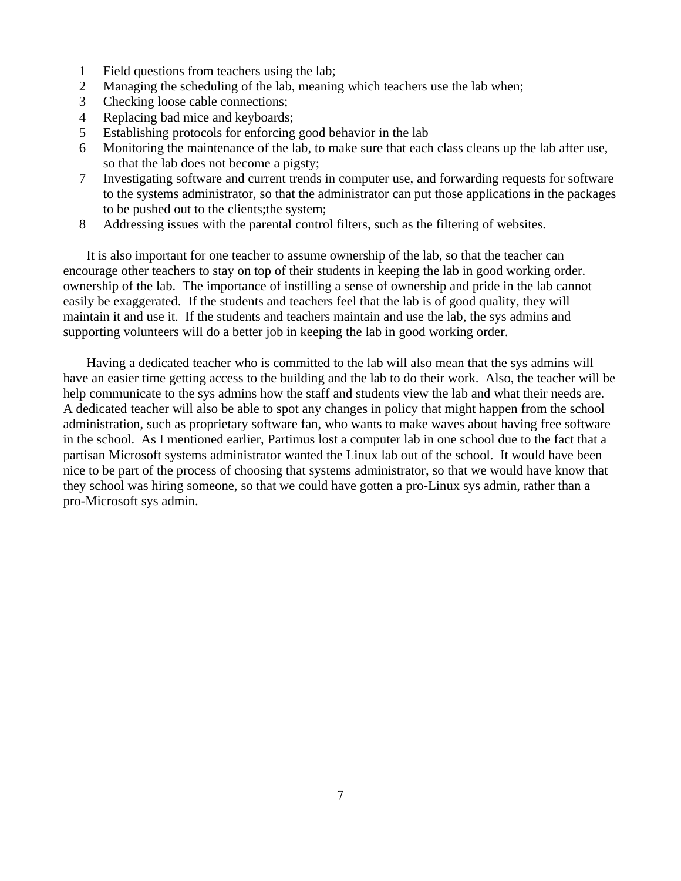1. Field questions from teachers using the lab;
2. Managing the scheduling of the lab, meaning which teachers use the lab when;
3. Checking loose cable connections;
4. Replacing bad mice and keyboards;
5. Establishing protocols for enforcing good behavior in the lab
6. Monitoring the maintenance of the lab, to make sure that each class cleans up the lab after use, so that the lab does not become a pigsty;
7. Investigating software and current trends in computer use, and forwarding requests for software to the systems administrator, so that the administrator can put those applications in the packages to be pushed out to the clients;the system;
8. Addressing issues with the parental control filters, such as the filtering of websites.

It is also important for one teacher to assume ownership of the lab, so that the teacher can encourage other teachers to stay on top of their students in keeping the lab in good working order. ownership of the lab. The importance of instilling a sense of ownership and pride in the lab cannot easily be exaggerated. If the students and teachers feel that the lab is of good quality, they will maintain it and use it. If the students and teachers maintain and use the lab, the sys admins and supporting volunteers will do a better job in keeping the lab in good working order.

Having a dedicated teacher who is committed to the lab will also mean that the sys admins will have an easier time getting access to the building and the lab to do their work. Also, the teacher will be help communicate to the sys admins how the staff and students view the lab and what their needs are. A dedicated teacher will also be able to spot any changes in policy that might happen from the school administration, such as proprietary software fan, who wants to make waves about having free software in the school. As I mentioned earlier, Partimus lost a computer lab in one school due to the fact that a partisan Microsoft systems administrator wanted the Linux lab out of the school. It would have been nice to be part of the process of choosing that systems administrator, so that we would have know that they school was hiring someone, so that we could have gotten a pro-Linux sys admin, rather than a pro-Microsoft sys admin.